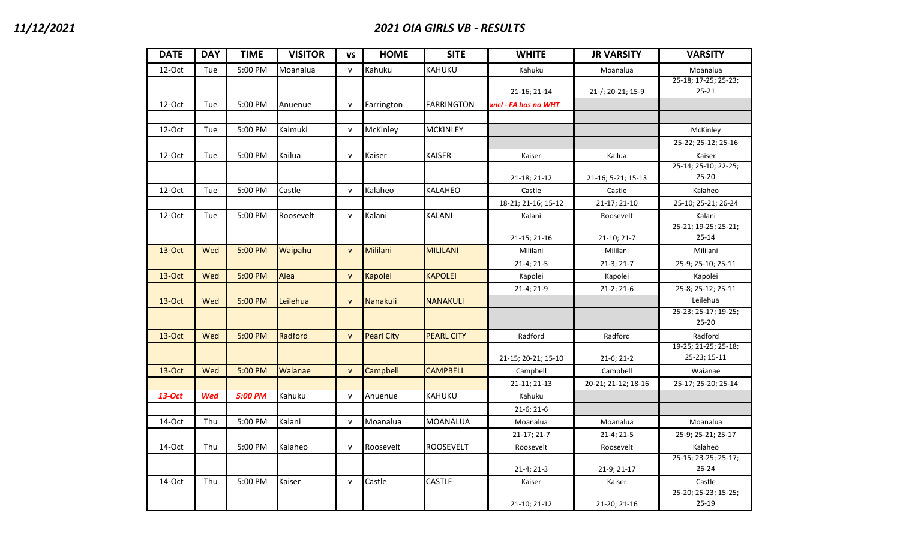*11/12/2021*

## *2021 OIA GIRLS VB - RESULTS*

| DATE | DAY | TIME | VISITOR | vs | HOME | SITE | WHITE | JR VARSITY | VARSITY |
|---|---|---|---|---|---|---|---|---|---|
| 12-Oct | Tue | 5:00 PM | Moanalua | v | Kahuku | KAHUKU | Kahuku | Moanalua | Moanalua |
| | | | | | | | 21-16; 21-14 | 21-/; 20-21; 15-9 | 25-18; 17-25; 25-23; 25-21 |
| 12-Oct | Tue | 5:00 PM | Anuenue | v | Farrington | FARRINGTON | *xncl - FA has no WHT* | | |
| | | | | | | | | | |
| 12-Oct | Tue | 5:00 PM | Kaimuki | v | McKinley | MCKINLEY | | | McKinley |
| | | | | | | | | | 25-22; 25-12; 25-16 |
| 12-Oct | Tue | 5:00 PM | Kailua | v | Kaiser | KAISER | Kaiser | Kailua | Kaiser |
| | | | | | | | 21-18; 21-12 | 21-16; 5-21; 15-13 | 25-14; 25-10; 22-25; 25-20 |
| 12-Oct | Tue | 5:00 PM | Castle | v | Kalaheo | KALAHEO | Castle | Castle | Kalaheo |
| | | | | | | | 18-21; 21-16; 15-12 | 21-17; 21-10 | 25-10; 25-21; 26-24 |
| 12-Oct | Tue | 5:00 PM | Roosevelt | v | Kalani | KALANI | Kalani | Roosevelt | Kalani |
| | | | | | | | 21-15; 21-16 | 21-10; 21-7 | 25-21; 19-25; 25-21; 25-14 |
| 13-Oct | Wed | 5:00 PM | Waipahu | v | Mililani | MILILANI | Mililani | Mililani | Mililani |
| | | | | | | | 21-4; 21-5 | 21-3; 21-7 | 25-9; 25-10; 25-11 |
| 13-Oct | Wed | 5:00 PM | Aiea | v | Kapolei | KAPOLEI | Kapolei | Kapolei | Kapolei |
| | | | | | | | 21-4; 21-9 | 21-2; 21-6 | 25-8; 25-12; 25-11 |
| 13-Oct | Wed | 5:00 PM | Leilehua | v | Nanakuli | NANAKULI | | | Leilehua |
| | | | | | | | | | 25-23; 25-17; 19-25; 25-20 |
| 13-Oct | Wed | 5:00 PM | Radford | v | Pearl City | PEARL CITY | Radford | Radford | Radford |
| | | | | | | | 21-15; 20-21; 15-10 | 21-6; 21-2 | 19-25; 21-25; 25-18; 25-23; 15-11 |
| 13-Oct | Wed | 5:00 PM | Waianae | v | Campbell | CAMPBELL | Campbell | Campbell | Waianae |
| | | | | | | | 21-11; 21-13 | 20-21; 21-12; 18-16 | 25-17; 25-20; 25-14 |
| ***13-Oct*** | ***Wed*** | ***5:00 PM*** | Kahuku | v | Anuenue | KAHUKU | Kahuku | | |
| | | | | | | | 21-6; 21-6 | | |
| 14-Oct | Thu | 5:00 PM | Kalani | v | Moanalua | MOANALUA | Moanalua | Moanalua | Moanalua |
| | | | | | | | 21-17; 21-7 | 21-4; 21-5 | 25-9; 25-21; 25-17 |
| 14-Oct | Thu | 5:00 PM | Kalaheo | v | Roosevelt | ROOSEVELT | Roosevelt | Roosevelt | Kalaheo |
| | | | | | | | 21-4; 21-3 | 21-9; 21-17 | 25-15; 23-25; 25-17; 26-24 |
| 14-Oct | Thu | 5:00 PM | Kaiser | v | Castle | CASTLE | Kaiser | Kaiser | Castle |
| | | | | | | | 21-10; 21-12 | 21-20; 21-16 | 25-20; 25-23; 15-25; 25-19 |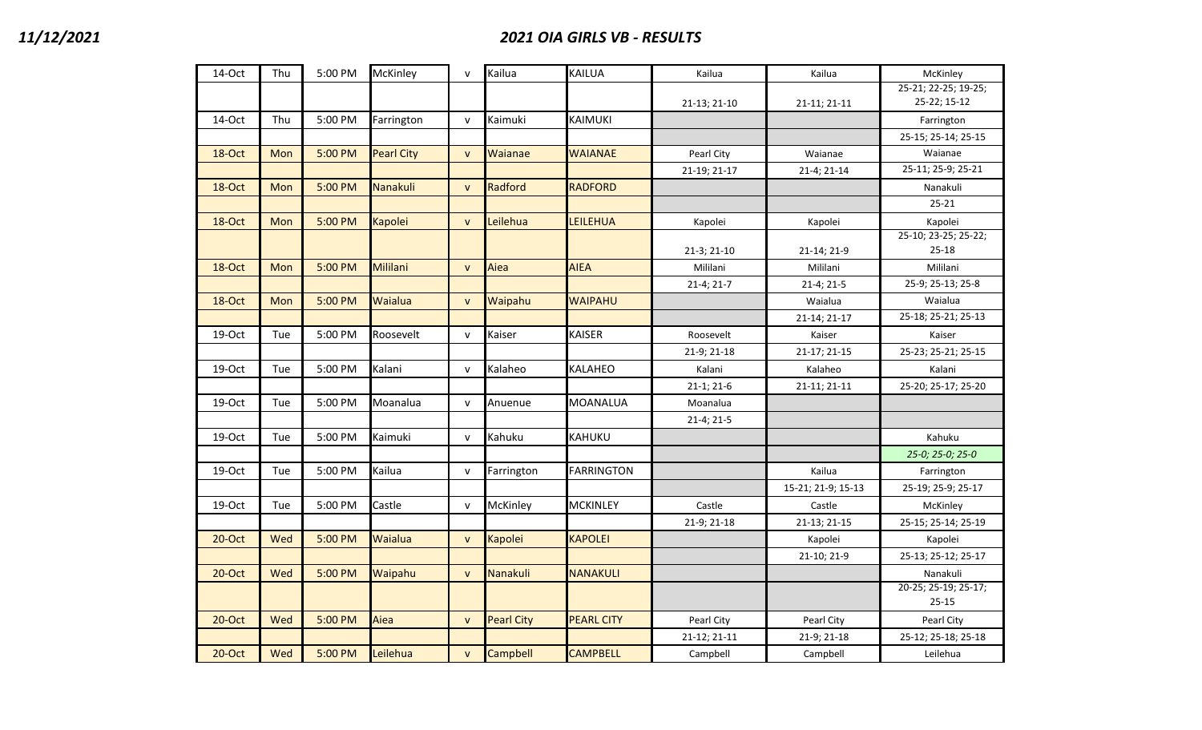11/12/2021

## 2021 OIA GIRLS VB - RESULTS

| | | | | | | | | | |
|---|---|---|---|---|---|---|---|---|---|
| 14-Oct | Thu | 5:00 PM | McKinley | v | Kailua | KAILUA | Kailua | Kailua | McKinley |
| | | | | | | | 21-13; 21-10 | 21-11; 21-11 | 25-21; 22-25; 19-25; 25-22; 15-12 |
| 14-Oct | Thu | 5:00 PM | Farrington | v | Kaimuki | KAIMUKI | | | Farrington |
| | | | | | | | | | 25-15; 25-14; 25-15 |
| 18-Oct | Mon | 5:00 PM | Pearl City | v | Waianae | WAIANAE | Pearl City | Waianae | Waianae |
| | | | | | | | 21-19; 21-17 | 21-4; 21-14 | 25-11; 25-9; 25-21 |
| 18-Oct | Mon | 5:00 PM | Nanakuli | v | Radford | RADFORD | | | Nanakuli |
| | | | | | | | | | 25-21 |
| 18-Oct | Mon | 5:00 PM | Kapolei | v | Leilehua | LEILEHUA | Kapolei | Kapolei | Kapolei |
| | | | | | | | 21-3; 21-10 | 21-14; 21-9 | 25-10; 23-25; 25-22; 25-18 |
| 18-Oct | Mon | 5:00 PM | Mililani | v | Aiea | AIEA | Mililani | Mililani | Mililani |
| | | | | | | | 21-4; 21-7 | 21-4; 21-5 | 25-9; 25-13; 25-8 |
| 18-Oct | Mon | 5:00 PM | Waialua | v | Waipahu | WAIPAHU | | Waialua | Waialua |
| | | | | | | | | 21-14; 21-17 | 25-18; 25-21; 25-13 |
| 19-Oct | Tue | 5:00 PM | Roosevelt | v | Kaiser | KAISER | Roosevelt | Kaiser | Kaiser |
| | | | | | | | 21-9; 21-18 | 21-17; 21-15 | 25-23; 25-21; 25-15 |
| 19-Oct | Tue | 5:00 PM | Kalani | v | Kalaheo | KALAHEO | Kalani | Kalaheo | Kalani |
| | | | | | | | 21-1; 21-6 | 21-11; 21-11 | 25-20; 25-17; 25-20 |
| 19-Oct | Tue | 5:00 PM | Moanalua | v | Anuenue | MOANALUA | Moanalua | | |
| | | | | | | | 21-4; 21-5 | | |
| 19-Oct | Tue | 5:00 PM | Kaimuki | v | Kahuku | KAHUKU | | | Kahuku |
| | | | | | | | | | *25-0; 25-0; 25-0* |
| 19-Oct | Tue | 5:00 PM | Kailua | v | Farrington | FARRINGTON | | Kailua | Farrington |
| | | | | | | | | 15-21; 21-9; 15-13 | 25-19; 25-9; 25-17 |
| 19-Oct | Tue | 5:00 PM | Castle | v | McKinley | MCKINLEY | Castle | Castle | McKinley |
| | | | | | | | 21-9; 21-18 | 21-13; 21-15 | 25-15; 25-14; 25-19 |
| 20-Oct | Wed | 5:00 PM | Waialua | v | Kapolei | KAPOLEI | | Kapolei | Kapolei |
| | | | | | | | | 21-10; 21-9 | 25-13; 25-12; 25-17 |
| 20-Oct | Wed | 5:00 PM | Waipahu | v | Nanakuli | NANAKULI | | | Nanakuli |
| | | | | | | | | | 20-25; 25-19; 25-17; 25-15 |
| 20-Oct | Wed | 5:00 PM | Aiea | v | Pearl City | PEARL CITY | Pearl City | Pearl City | Pearl City |
| | | | | | | | 21-12; 21-11 | 21-9; 21-18 | 25-12; 25-18; 25-18 |
| 20-Oct | Wed | 5:00 PM | Leilehua | v | Campbell | CAMPBELL | Campbell | Campbell | Leilehua |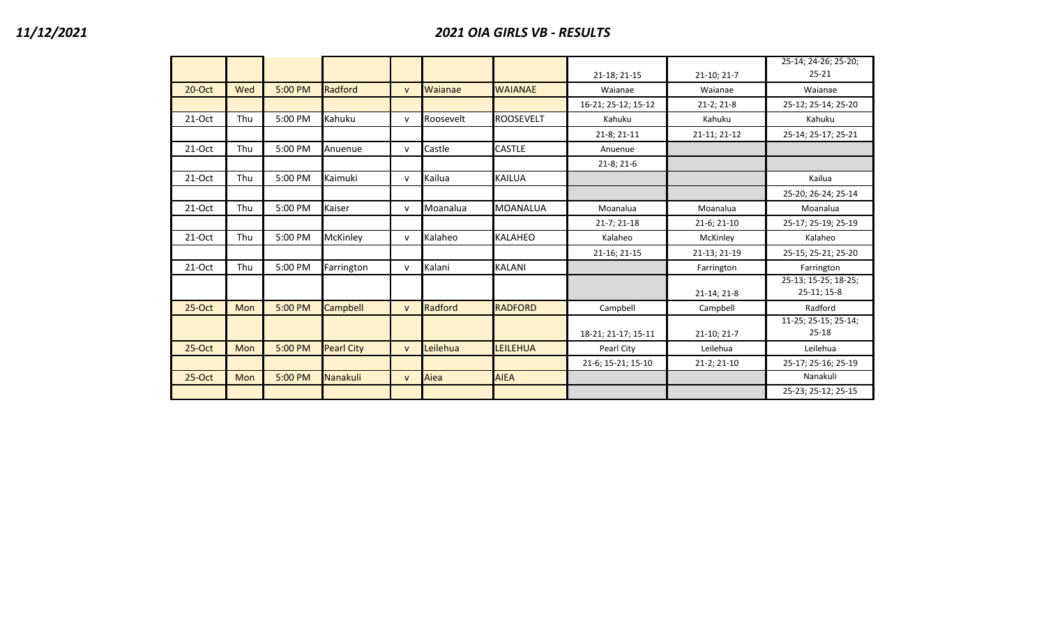# 2021 OIA GIRLS VB - RESULTS

| | | | | | | | | | |
|---|---|---|---|---|---|---|---|---|---|
| | | | | | | | 21-18; 21-15 | 21-10; 21-7 | 25-14; 24-26; 25-20; 25-21 |
| 20-Oct | Wed | 5:00 PM | Radford | v | Waianae | WAIANAE | Waianae | Waianae | Waianae |
| | | | | | | | 16-21; 25-12; 15-12 | 21-2; 21-8 | 25-12; 25-14; 25-20 |
| 21-Oct | Thu | 5:00 PM | Kahuku | v | Roosevelt | ROOSEVELT | Kahuku | Kahuku | Kahuku |
| | | | | | | | 21-8; 21-11 | 21-11; 21-12 | 25-14; 25-17; 25-21 |
| 21-Oct | Thu | 5:00 PM | Anuenue | v | Castle | CASTLE | Anuenue | | |
| | | | | | | | 21-8; 21-6 | | |
| 21-Oct | Thu | 5:00 PM | Kaimuki | v | Kailua | KAILUA | | | Kailua |
| | | | | | | | | | 25-20; 26-24; 25-14 |
| 21-Oct | Thu | 5:00 PM | Kaiser | v | Moanalua | MOANALUA | Moanalua | Moanalua | Moanalua |
| | | | | | | | 21-7; 21-18 | 21-6; 21-10 | 25-17; 25-19; 25-19 |
| 21-Oct | Thu | 5:00 PM | McKinley | v | Kalaheo | KALAHEO | Kalaheo | McKinley | Kalaheo |
| | | | | | | | 21-16; 21-15 | 21-13; 21-19 | 25-15; 25-21; 25-20 |
| 21-Oct | Thu | 5:00 PM | Farrington | v | Kalani | KALANI | | Farrington | Farrington |
| | | | | | | | | 21-14; 21-8 | 25-13; 15-25; 18-25; 25-11; 15-8 |
| 25-Oct | Mon | 5:00 PM | Campbell | v | Radford | RADFORD | Campbell | Campbell | Radford |
| | | | | | | | 18-21; 21-17; 15-11 | 21-10; 21-7 | 11-25; 25-15; 25-14; 25-18 |
| 25-Oct | Mon | 5:00 PM | Pearl City | v | Leilehua | LEILEHUA | Pearl City | Leilehua | Leilehua |
| | | | | | | | 21-6; 15-21; 15-10 | 21-2; 21-10 | 25-17; 25-16; 25-19 |
| 25-Oct | Mon | 5:00 PM | Nanakuli | v | Aiea | AIEA | | | Nanakuli |
| | | | | | | | | | 25-23; 25-12; 25-15 |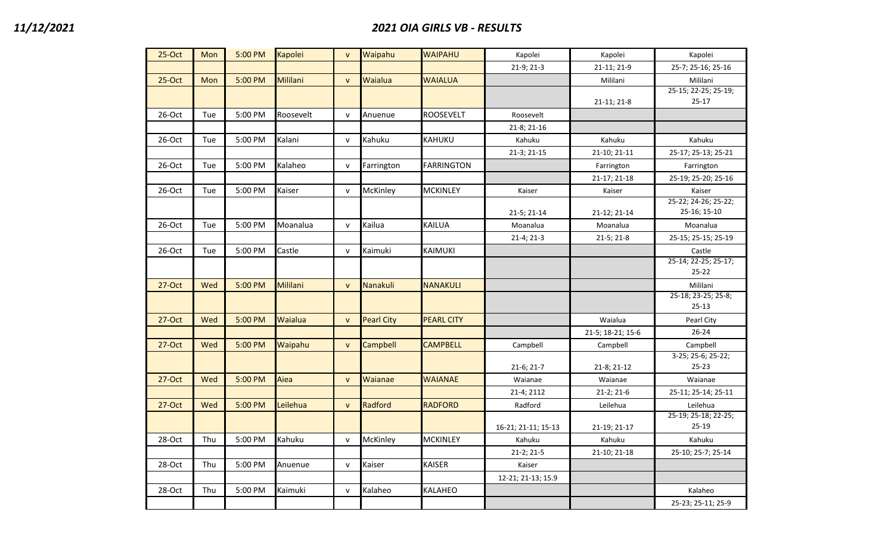**11/12/2021** **2021 OIA GIRLS VB - RESULTS**

| | | | | | | | | | |
|---|---|---|---|---|---|---|---|---|---|
| 25-Oct | Mon | 5:00 PM | Kapolei | v | Waipahu | WAIPAHU | Kapolei | Kapolei | Kapolei |
| | | | | | | | 21-9; 21-3 | 21-11; 21-9 | 25-7; 25-16; 25-16 |
| 25-Oct | Mon | 5:00 PM | Mililani | v | Waialua | WAIALUA | | Mililani | Mililani |
| | | | | | | | | 21-11; 21-8 | 25-15; 22-25; 25-19; 25-17 |
| 26-Oct | Tue | 5:00 PM | Roosevelt | v | Anuenue | ROOSEVELT | Roosevelt | | |
| | | | | | | | 21-8; 21-16 | | |
| 26-Oct | Tue | 5:00 PM | Kalani | v | Kahuku | KAHUKU | Kahuku | Kahuku | Kahuku |
| | | | | | | | 21-3; 21-15 | 21-10; 21-11 | 25-17; 25-13; 25-21 |
| 26-Oct | Tue | 5:00 PM | Kalaheo | v | Farrington | FARRINGTON | | Farrington | Farrington |
| | | | | | | | | 21-17; 21-18 | 25-19; 25-20; 25-16 |
| 26-Oct | Tue | 5:00 PM | Kaiser | v | McKinley | MCKINLEY | Kaiser | Kaiser | Kaiser |
| | | | | | | | 21-5; 21-14 | 21-12; 21-14 | 25-22; 24-26; 25-22; 25-16; 15-10 |
| 26-Oct | Tue | 5:00 PM | Moanalua | v | Kailua | KAILUA | Moanalua | Moanalua | Moanalua |
| | | | | | | | 21-4; 21-3 | 21-5; 21-8 | 25-15; 25-15; 25-19 |
| 26-Oct | Tue | 5:00 PM | Castle | v | Kaimuki | KAIMUKI | | | Castle |
| | | | | | | | | | 25-14; 22-25; 25-17; 25-22 |
| 27-Oct | Wed | 5:00 PM | Mililani | v | Nanakuli | NANAKULI | | | Mililani |
| | | | | | | | | | 25-18; 23-25; 25-8; 25-13 |
| 27-Oct | Wed | 5:00 PM | Waialua | v | Pearl City | PEARL CITY | | Waialua | Pearl City |
| | | | | | | | | 21-5; 18-21; 15-6 | 26-24 |
| 27-Oct | Wed | 5:00 PM | Waipahu | v | Campbell | CAMPBELL | Campbell | Campbell | Campbell |
| | | | | | | | 21-6; 21-7 | 21-8; 21-12 | 3-25; 25-6; 25-22; 25-23 |
| 27-Oct | Wed | 5:00 PM | Aiea | v | Waianae | WAIANAE | Waianae | Waianae | Waianae |
| | | | | | | | 21-4; 2112 | 21-2; 21-6 | 25-11; 25-14; 25-11 |
| 27-Oct | Wed | 5:00 PM | Leilehua | v | Radford | RADFORD | Radford | Leilehua | Leilehua |
| | | | | | | | 16-21; 21-11; 15-13 | 21-19; 21-17 | 25-19; 25-18; 22-25; 25-19 |
| 28-Oct | Thu | 5:00 PM | Kahuku | v | McKinley | MCKINLEY | Kahuku | Kahuku | Kahuku |
| | | | | | | | 21-2; 21-5 | 21-10; 21-18 | 25-10; 25-7; 25-14 |
| 28-Oct | Thu | 5:00 PM | Anuenue | v | Kaiser | KAISER | Kaiser | | |
| | | | | | | | 12-21; 21-13; 15.9 | | |
| 28-Oct | Thu | 5:00 PM | Kaimuki | v | Kalaheo | KALAHEO | | | Kalaheo |
| | | | | | | | | | 25-23; 25-11; 25-9 |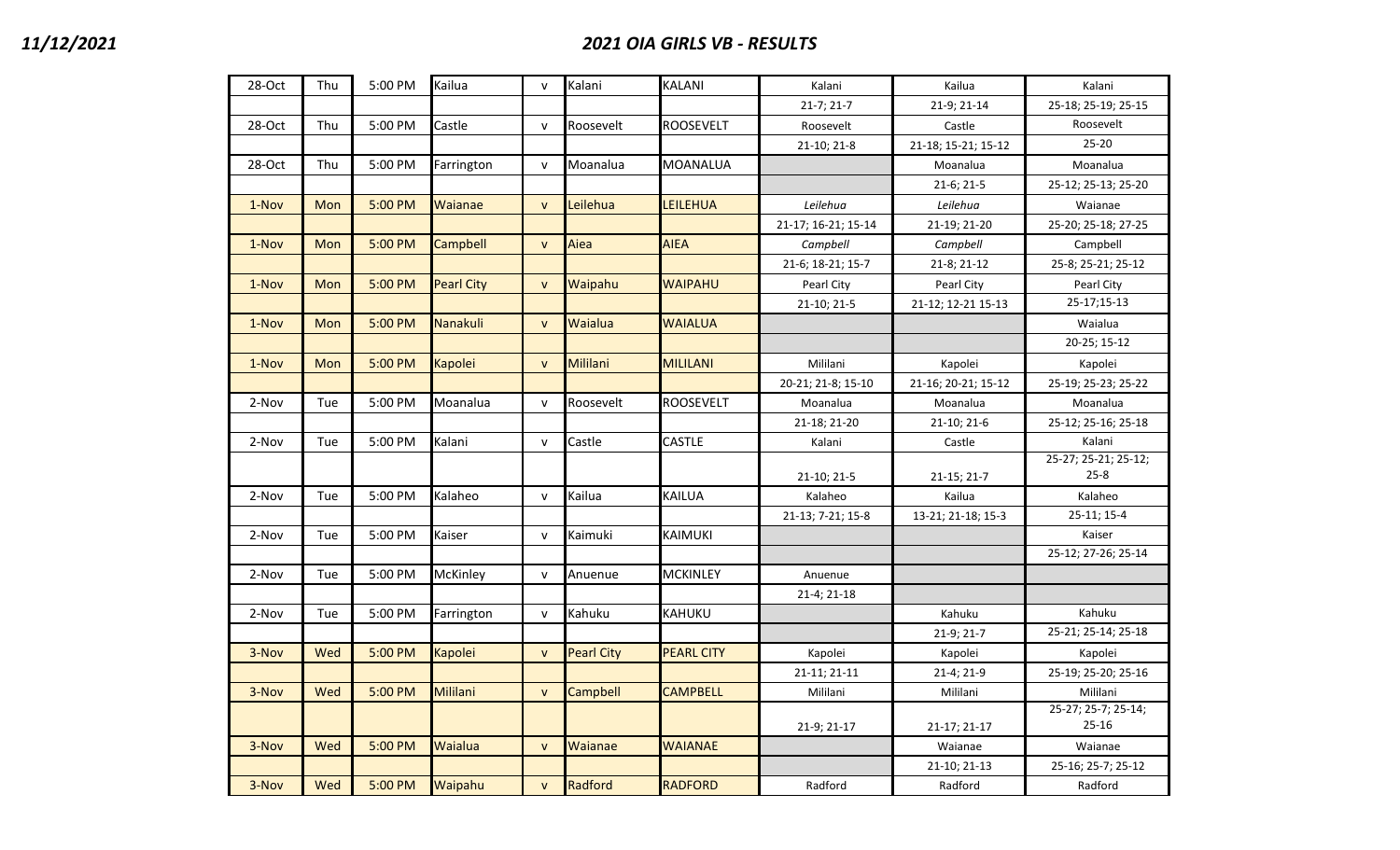# 2021 OIA GIRLS VB - RESULTS

11/12/2021

| | | | | | | | | | |
|---|---|---|---|---|---|---|---|---|---|
| 28-Oct | Thu | 5:00 PM | Kailua | v | Kalani | KALANI | Kalani | Kailua | Kalani |
| | | | | | | | 21-7; 21-7 | 21-9; 21-14 | 25-18; 25-19; 25-15 |
| 28-Oct | Thu | 5:00 PM | Castle | v | Roosevelt | ROOSEVELT | Roosevelt | Castle | Roosevelt |
| | | | | | | | 21-10; 21-8 | 21-18; 15-21; 15-12 | 25-20 |
| 28-Oct | Thu | 5:00 PM | Farrington | v | Moanalua | MOANALUA | | Moanalua | Moanalua |
| | | | | | | | | 21-6; 21-5 | 25-12; 25-13; 25-20 |
| 1-Nov | Mon | 5:00 PM | Waianae | v | Leilehua | LEILEHUA | *Leilehua* | *Leilehua* | Waianae |
| | | | | | | | 21-17; 16-21; 15-14 | 21-19; 21-20 | 25-20; 25-18; 27-25 |
| 1-Nov | Mon | 5:00 PM | Campbell | v | Aiea | AIEA | *Campbell* | *Campbell* | Campbell |
| | | | | | | | 21-6; 18-21; 15-7 | 21-8; 21-12 | 25-8; 25-21; 25-12 |
| 1-Nov | Mon | 5:00 PM | Pearl City | v | Waipahu | WAIPAHU | Pearl City | Pearl City | Pearl City |
| | | | | | | | 21-10; 21-5 | 21-12; 12-21 15-13 | 25-17;15-13 |
| 1-Nov | Mon | 5:00 PM | Nanakuli | v | Waialua | WAIALUA | | | Waialua |
| | | | | | | | | | 20-25; 15-12 |
| 1-Nov | Mon | 5:00 PM | Kapolei | v | Mililani | MILILANI | Mililani | Kapolei | Kapolei |
| | | | | | | | 20-21; 21-8; 15-10 | 21-16; 20-21; 15-12 | 25-19; 25-23; 25-22 |
| 2-Nov | Tue | 5:00 PM | Moanalua | v | Roosevelt | ROOSEVELT | Moanalua | Moanalua | Moanalua |
| | | | | | | | 21-18; 21-20 | 21-10; 21-6 | 25-12; 25-16; 25-18 |
| 2-Nov | Tue | 5:00 PM | Kalani | v | Castle | CASTLE | Kalani | Castle | Kalani |
| | | | | | | | 21-10; 21-5 | 21-15; 21-7 | 25-27; 25-21; 25-12; 25-8 |
| 2-Nov | Tue | 5:00 PM | Kalaheo | v | Kailua | KAILUA | Kalaheo | Kailua | Kalaheo |
| | | | | | | | 21-13; 7-21; 15-8 | 13-21; 21-18; 15-3 | 25-11; 15-4 |
| 2-Nov | Tue | 5:00 PM | Kaiser | v | Kaimuki | KAIMUKI | | | Kaiser |
| | | | | | | | | | 25-12; 27-26; 25-14 |
| 2-Nov | Tue | 5:00 PM | McKinley | v | Anuenue | MCKINLEY | Anuenue | | |
| | | | | | | | 21-4; 21-18 | | |
| 2-Nov | Tue | 5:00 PM | Farrington | v | Kahuku | KAHUKU | | Kahuku | Kahuku |
| | | | | | | | | 21-9; 21-7 | 25-21; 25-14; 25-18 |
| 3-Nov | Wed | 5:00 PM | Kapolei | v | Pearl City | PEARL CITY | Kapolei | Kapolei | Kapolei |
| | | | | | | | 21-11; 21-11 | 21-4; 21-9 | 25-19; 25-20; 25-16 |
| 3-Nov | Wed | 5:00 PM | Mililani | v | Campbell | CAMPBELL | Mililani | Mililani | Mililani |
| | | | | | | | 21-9; 21-17 | 21-17; 21-17 | 25-27; 25-7; 25-14; 25-16 |
| 3-Nov | Wed | 5:00 PM | Waialua | v | Waianae | WAIANAE | | Waianae | Waianae |
| | | | | | | | | 21-10; 21-13 | 25-16; 25-7; 25-12 |
| 3-Nov | Wed | 5:00 PM | Waipahu | v | Radford | RADFORD | Radford | Radford | Radford |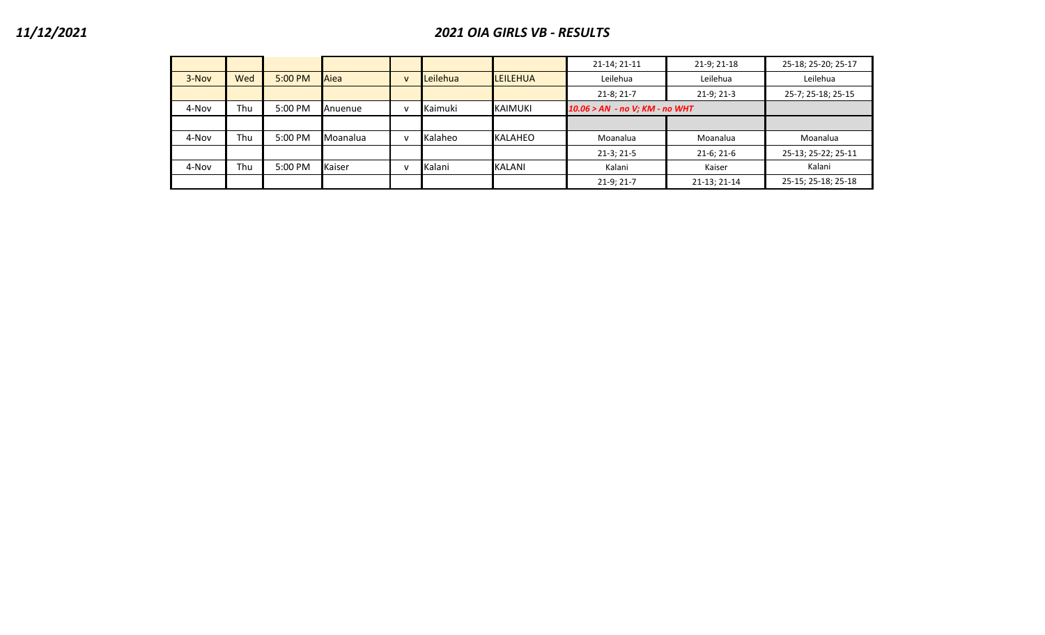*11/12/2021*

## *2021 OIA GIRLS VB - RESULTS*

| | | | | | | | | | |
|---|---|---|---|---|---|---|---|---|---|
| | | | | | | | 21-14; 21-11 | 21-9; 21-18 | 25-18; 25-20; 25-17 |
| 3-Nov | Wed | 5:00 PM | Aiea | v | Leilehua | LEILEHUA | Leilehua | Leilehua | Leilehua |
| | | | | | | | 21-8; 21-7 | 21-9; 21-3 | 25-7; 25-18; 25-15 |
| 4-Nov | Thu | 5:00 PM | Anuenue | v | Kaimuki | KAIMUKI | ***10.06 > AN - no V; KM - no WHT*** | | |
| | | | | | | | | | |
| 4-Nov | Thu | 5:00 PM | Moanalua | v | Kalaheo | KALAHEO | Moanalua | Moanalua | Moanalua |
| | | | | | | | 21-3; 21-5 | 21-6; 21-6 | 25-13; 25-22; 25-11 |
| 4-Nov | Thu | 5:00 PM | Kaiser | v | Kalani | KALANI | Kalani | Kaiser | Kalani |
| | | | | | | | 21-9; 21-7 | 21-13; 21-14 | 25-15; 25-18; 25-18 |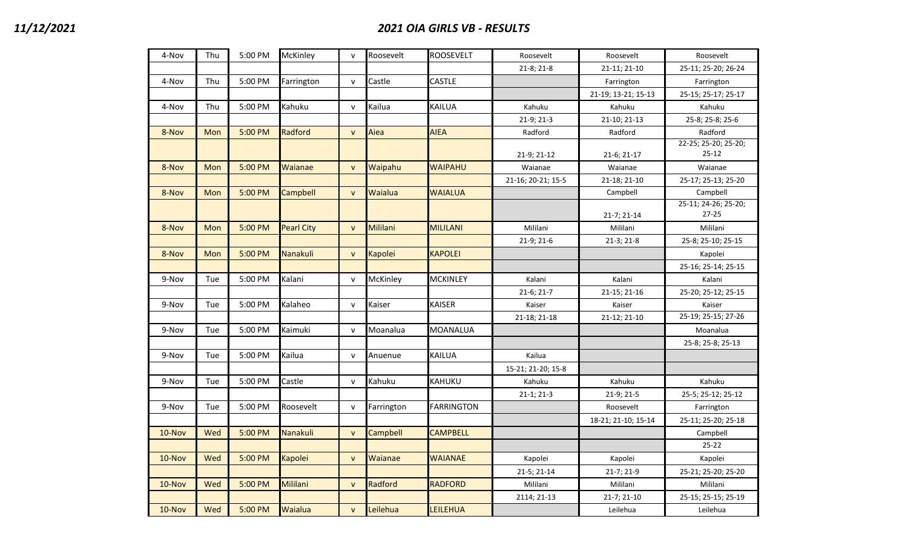*11/12/2021*

## *2021 OIA GIRLS VB - RESULTS*

| | | | | | | | | | |
|---|---|---|---|---|---|---|---|---|---|
| 4-Nov | Thu | 5:00 PM | McKinley | v | Roosevelt | ROOSEVELT | Roosevelt | Roosevelt | Roosevelt |
| | | | | | | | 21-8; 21-8 | 21-11; 21-10 | 25-11; 25-20; 26-24 |
| 4-Nov | Thu | 5:00 PM | Farrington | v | Castle | CASTLE | | Farrington | Farrington |
| | | | | | | | | 21-19; 13-21; 15-13 | 25-15; 25-17; 25-17 |
| 4-Nov | Thu | 5:00 PM | Kahuku | v | Kailua | KAILUA | Kahuku | Kahuku | Kahuku |
| | | | | | | | 21-9; 21-3 | 21-10; 21-13 | 25-8; 25-8; 25-6 |
| 8-Nov | Mon | 5:00 PM | Radford | v | Aiea | AIEA | Radford | Radford | Radford |
| | | | | | | | 21-9; 21-12 | 21-6; 21-17 | 22-25; 25-20; 25-20; 25-12 |
| 8-Nov | Mon | 5:00 PM | Waianae | v | Waipahu | WAIPAHU | Waianae | Waianae | Waianae |
| | | | | | | | 21-16; 20-21; 15-5 | 21-18; 21-10 | 25-17; 25-13; 25-20 |
| 8-Nov | Mon | 5:00 PM | Campbell | v | Waialua | WAIALUA | | Campbell | Campbell |
| | | | | | | | | 21-7; 21-14 | 25-11; 24-26; 25-20; 27-25 |
| 8-Nov | Mon | 5:00 PM | Pearl City | v | Mililani | MILILANI | Mililani | Mililani | Mililani |
| | | | | | | | 21-9; 21-6 | 21-3; 21-8 | 25-8; 25-10; 25-15 |
| 8-Nov | Mon | 5:00 PM | Nanakuli | v | Kapolei | KAPOLEI | | | Kapolei |
| | | | | | | | | | 25-16; 25-14; 25-15 |
| 9-Nov | Tue | 5:00 PM | Kalani | v | McKinley | MCKINLEY | Kalani | Kalani | Kalani |
| | | | | | | | 21-6; 21-7 | 21-15; 21-16 | 25-20; 25-12; 25-15 |
| 9-Nov | Tue | 5:00 PM | Kalaheo | v | Kaiser | KAISER | Kaiser | Kaiser | Kaiser |
| | | | | | | | 21-18; 21-18 | 21-12; 21-10 | 25-19; 25-15; 27-26 |
| 9-Nov | Tue | 5:00 PM | Kaimuki | v | Moanalua | MOANALUA | | | Moanalua |
| | | | | | | | | | 25-8; 25-8; 25-13 |
| 9-Nov | Tue | 5:00 PM | Kailua | v | Anuenue | KAILUA | Kailua | | |
| | | | | | | | 15-21; 21-20; 15-8 | | |
| 9-Nov | Tue | 5:00 PM | Castle | v | Kahuku | KAHUKU | Kahuku | Kahuku | Kahuku |
| | | | | | | | 21-1; 21-3 | 21-9; 21-5 | 25-5; 25-12; 25-12 |
| 9-Nov | Tue | 5:00 PM | Roosevelt | v | Farrington | FARRINGTON | | Roosevelt | Farrington |
| | | | | | | | | 18-21; 21-10; 15-14 | 25-11; 25-20; 25-18 |
| 10-Nov | Wed | 5:00 PM | Nanakuli | v | Campbell | CAMPBELL | | | Campbell |
| | | | | | | | | | 25-22 |
| 10-Nov | Wed | 5:00 PM | Kapolei | v | Waianae | WAIANAE | Kapolei | Kapolei | Kapolei |
| | | | | | | | 21-5; 21-14 | 21-7; 21-9 | 25-21; 25-20; 25-20 |
| 10-Nov | Wed | 5:00 PM | Mililani | v | Radford | RADFORD | Mililani | Mililani | Mililani |
| | | | | | | | 2114; 21-13 | 21-7; 21-10 | 25-15; 25-15; 25-19 |
| 10-Nov | Wed | 5:00 PM | Waialua | v | Leilehua | LEILEHUA | | Leilehua | Leilehua |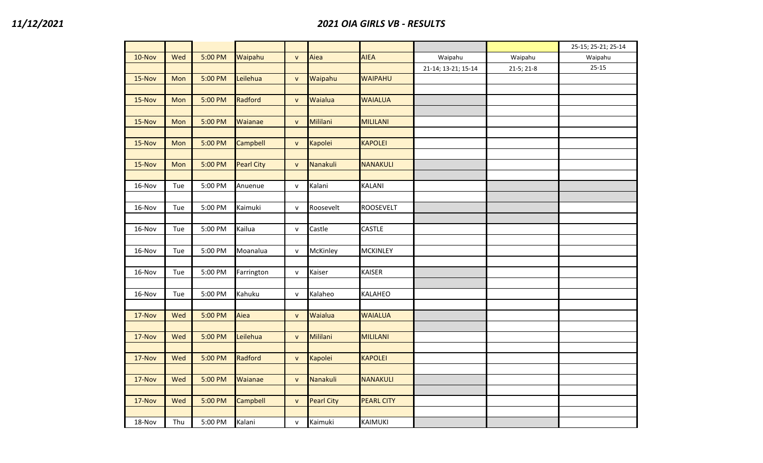# 2021 OIA GIRLS VB - RESULTS

11/12/2021

| | | | | | | | | | |
|---|---|---|---|---|---|---|---|---|---|
| | | | | | | | | | 25-15; 25-21; 25-14 |
| 10-Nov | Wed | 5:00 PM | Waipahu | v | Aiea | AIEA | Waipahu | Waipahu | Waipahu |
| | | | | | | | 21-14; 13-21; 15-14 | 21-5; 21-8 | 25-15 |
| 15-Nov | Mon | 5:00 PM | Leilehua | v | Waipahu | WAIPAHU | | | |
| | | | | | | | | | |
| 15-Nov | Mon | 5:00 PM | Radford | v | Waialua | WAIALUA | | | |
| | | | | | | | | | |
| 15-Nov | Mon | 5:00 PM | Waianae | v | Mililani | MILILANI | | | |
| | | | | | | | | | |
| 15-Nov | Mon | 5:00 PM | Campbell | v | Kapolei | KAPOLEI | | | |
| | | | | | | | | | |
| 15-Nov | Mon | 5:00 PM | Pearl City | v | Nanakuli | NANAKULI | | | |
| | | | | | | | | | |
| 16-Nov | Tue | 5:00 PM | Anuenue | v | Kalani | KALANI | | | |
| | | | | | | | | | |
| 16-Nov | Tue | 5:00 PM | Kaimuki | v | Roosevelt | ROOSEVELT | | | |
| | | | | | | | | | |
| 16-Nov | Tue | 5:00 PM | Kailua | v | Castle | CASTLE | | | |
| | | | | | | | | | |
| 16-Nov | Tue | 5:00 PM | Moanalua | v | McKinley | MCKINLEY | | | |
| | | | | | | | | | |
| 16-Nov | Tue | 5:00 PM | Farrington | v | Kaiser | KAISER | | | |
| | | | | | | | | | |
| 16-Nov | Tue | 5:00 PM | Kahuku | v | Kalaheo | KALAHEO | | | |
| | | | | | | | | | |
| 17-Nov | Wed | 5:00 PM | Aiea | v | Waialua | WAIALUA | | | |
| | | | | | | | | | |
| 17-Nov | Wed | 5:00 PM | Leilehua | v | Mililani | MILILANI | | | |
| | | | | | | | | | |
| 17-Nov | Wed | 5:00 PM | Radford | v | Kapolei | KAPOLEI | | | |
| | | | | | | | | | |
| 17-Nov | Wed | 5:00 PM | Waianae | v | Nanakuli | NANAKULI | | | |
| | | | | | | | | | |
| 17-Nov | Wed | 5:00 PM | Campbell | v | Pearl City | PEARL CITY | | | |
| | | | | | | | | | |
| 18-Nov | Thu | 5:00 PM | Kalani | v | Kaimuki | KAIMUKI | | | |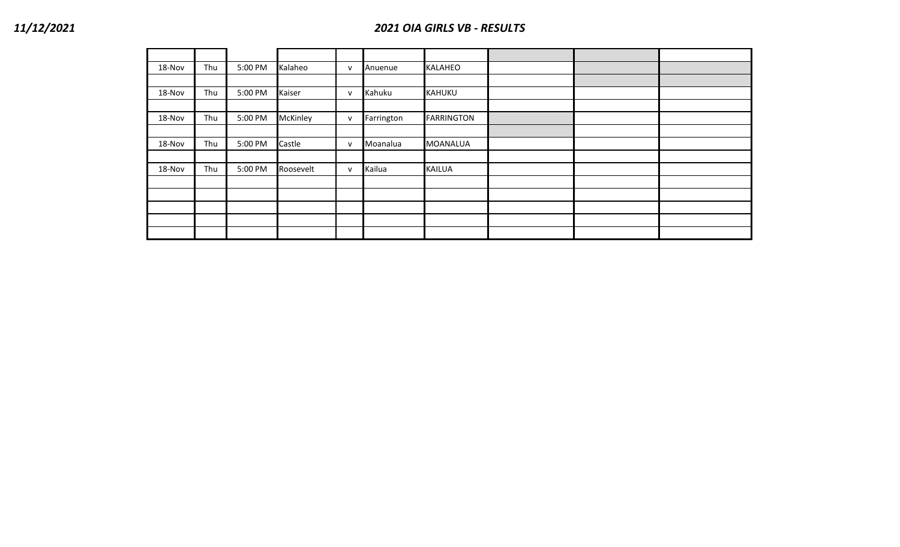# 2021 OIA GIRLS VB - RESULTS

11/12/2021

| | | | | | | | | | |
|---|---|---|---|---|---|---|---|---|---|
| 18-Nov | Thu | 5:00 PM | Kalaheo | v | Anuenue | KALAHEO | | | |
| | | | | | | | | | |
| 18-Nov | Thu | 5:00 PM | Kaiser | v | Kahuku | KAHUKU | | | |
| | | | | | | | | | |
| 18-Nov | Thu | 5:00 PM | McKinley | v | Farrington | FARRINGTON | | | |
| | | | | | | | | | |
| 18-Nov | Thu | 5:00 PM | Castle | v | Moanalua | MOANALUA | | | |
| | | | | | | | | | |
| 18-Nov | Thu | 5:00 PM | Roosevelt | v | Kailua | KAILUA | | | |
| | | | | | | | | | |
| | | | | | | | | | |
| | | | | | | | | | |
| | | | | | | | | | |
| | | | | | | | | | |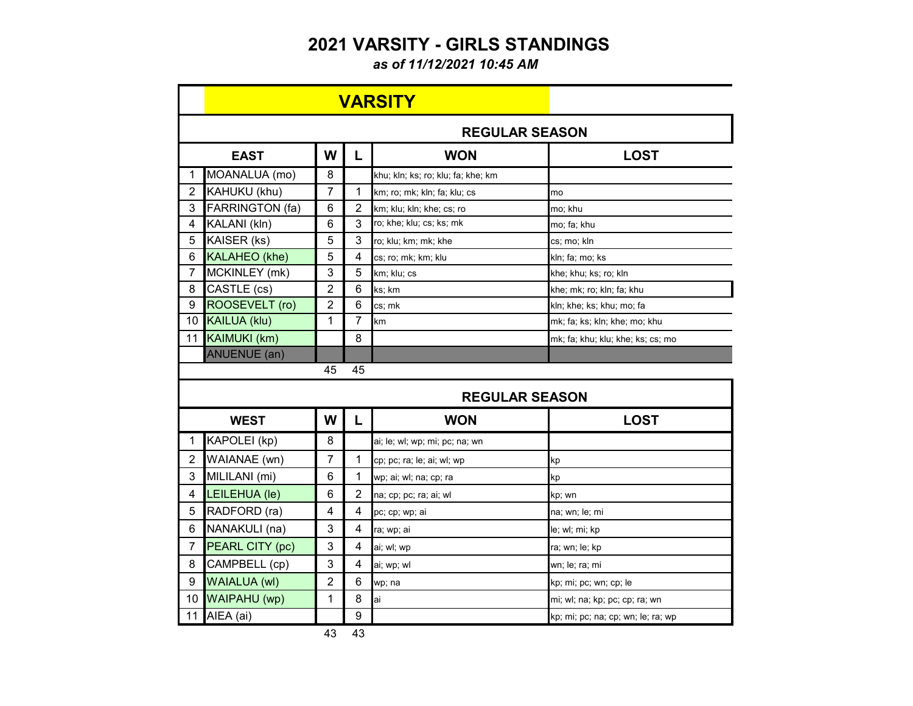# 2021 VARSITY - GIRLS STANDINGS

***as of 11/12/2021 10:45 AM***

## VARSITY

### REGULAR SEASON

| | EAST | W | L | WON | LOST |
|---|---|---|---|---|---|
| 1 | MOANALUA (mo) | 8 | | khu; kln; ks; ro; klu; fa; khe; km | |
| 2 | KAHUKU (khu) | 7 | 1 | km; ro; mk; kln; fa; klu; cs | mo |
| 3 | FARRINGTON (fa) | 6 | 2 | km; klu; kln; khe; cs; ro | mo; khu |
| 4 | KALANI (kln) | 6 | 3 | ro; khe; klu; cs; ks; mk | mo; fa; khu |
| 5 | KAISER (ks) | 5 | 3 | ro; klu; km; mk; khe | cs; mo; kln |
| 6 | KALAHEO (khe) | 5 | 4 | cs; ro; mk; km; klu | kln; fa; mo; ks |
| 7 | MCKINLEY (mk) | 3 | 5 | km; klu; cs | khe; khu; ks; ro; kln |
| 8 | CASTLE (cs) | 2 | 6 | ks; km | khe; mk; ro; kln; fa; khu |
| 9 | ROOSEVELT (ro) | 2 | 6 | cs; mk | kln; khe; ks; khu; mo; fa |
| 10 | KAILUA (klu) | 1 | 7 | km | mk; fa; ks; kln; khe; mo; khu |
| 11 | KAIMUKI (km) | | 8 | | mk; fa; khu; klu; khe; ks; cs; mo |
| | ANUENUE (an) | | | | |
| | | 45 | 45 | | |

### REGULAR SEASON

| | WEST | W | L | WON | LOST |
|---|---|---|---|---|---|
| 1 | KAPOLEI (kp) | 8 | | ai; le; wl; wp; mi; pc; na; wn | |
| 2 | WAIANAE (wn) | 7 | 1 | cp; pc; ra; le; ai; wl; wp | kp |
| 3 | MILILANI (mi) | 6 | 1 | wp; ai; wl; na; cp; ra | kp |
| 4 | LEILEHUA (le) | 6 | 2 | na; cp; pc; ra; ai; wl | kp; wn |
| 5 | RADFORD (ra) | 4 | 4 | pc; cp; wp; ai | na; wn; le; mi |
| 6 | NANAKULI (na) | 3 | 4 | ra; wp; ai | le; wl; mi; kp |
| 7 | PEARL CITY (pc) | 3 | 4 | ai; wl; wp | ra; wn; le; kp |
| 8 | CAMPBELL (cp) | 3 | 4 | ai; wp; wl | wn; le; ra; mi |
| 9 | WAIALUA (wl) | 2 | 6 | wp; na | kp; mi; pc; wn; cp; le |
| 10 | WAIPAHU (wp) | 1 | 8 | ai | mi; wl; na; kp; pc; cp; ra; wn |
| 11 | AIEA (ai) | | 9 | | kp; mi; pc; na; cp; wn; le; ra; wp |
| | | 43 | 43 | | |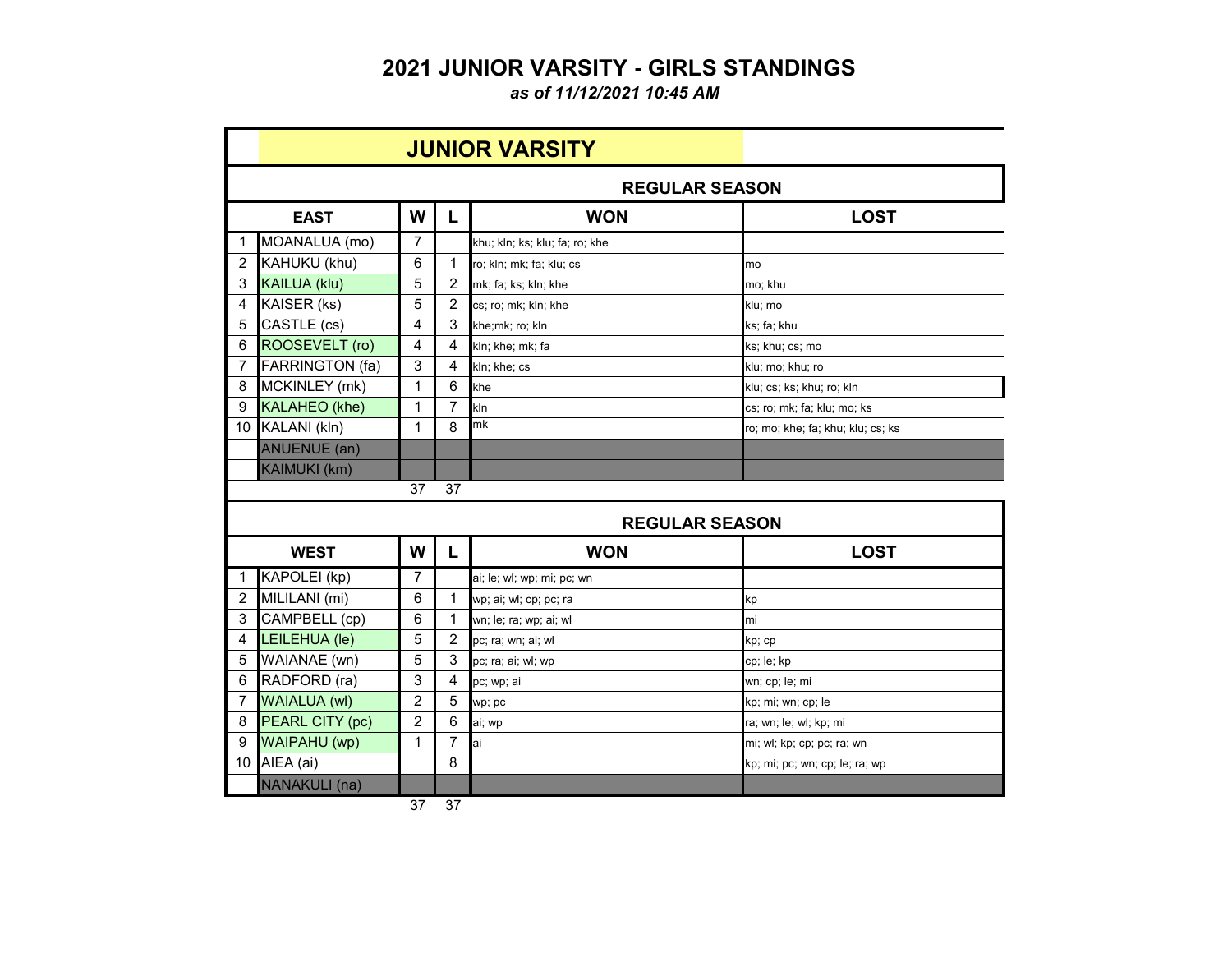# 2021 JUNIOR VARSITY - GIRLS STANDINGS

***as of 11/12/2021 10:45 AM***

## JUNIOR VARSITY

### REGULAR SEASON

| | EAST | W | L | WON | LOST |
|---|---|---|---|---|---|
| 1 | MOANALUA (mo) | 7 | | khu; kln; ks; klu; fa; ro; khe | |
| 2 | KAHUKU (khu) | 6 | 1 | ro; kln; mk; fa; klu; cs | mo |
| 3 | KAILUA (klu) | 5 | 2 | mk; fa; ks; kln; khe | mo; khu |
| 4 | KAISER (ks) | 5 | 2 | cs; ro; mk; kln; khe | klu; mo |
| 5 | CASTLE (cs) | 4 | 3 | khe;mk; ro; kln | ks; fa; khu |
| 6 | ROOSEVELT (ro) | 4 | 4 | kln; khe; mk; fa | ks; khu; cs; mo |
| 7 | FARRINGTON (fa) | 3 | 4 | kln; khe; cs | klu; mo; khu; ro |
| 8 | MCKINLEY (mk) | 1 | 6 | khe | klu; cs; ks; khu; ro; kln |
| 9 | KALAHEO (khe) | 1 | 7 | kln | cs; ro; mk; fa; klu; mo; ks |
| 10 | KALANI (kln) | 1 | 8 | mk | ro; mo; khe; fa; khu; klu; cs; ks |
| | ANUENUE (an) | | | | |
| | KAIMUKI (km) | | | | |
| | | 37 | 37 | | |

### REGULAR SEASON

| | WEST | W | L | WON | LOST |
|---|---|---|---|---|---|
| 1 | KAPOLEI (kp) | 7 | | ai; le; wl; wp; mi; pc; wn | |
| 2 | MILILANI (mi) | 6 | 1 | wp; ai; wl; cp; pc; ra | kp |
| 3 | CAMPBELL (cp) | 6 | 1 | wn; le; ra; wp; ai; wl | mi |
| 4 | LEILEHUA (le) | 5 | 2 | pc; ra; wn; ai; wl | kp; cp |
| 5 | WAIANAE (wn) | 5 | 3 | pc; ra; ai; wl; wp | cp; le; kp |
| 6 | RADFORD (ra) | 3 | 4 | pc; wp; ai | wn; cp; le; mi |
| 7 | WAIALUA (wl) | 2 | 5 | wp; pc | kp; mi; wn; cp; le |
| 8 | PEARL CITY (pc) | 2 | 6 | ai; wp | ra; wn; le; wl; kp; mi |
| 9 | WAIPAHU (wp) | 1 | 7 | ai | mi; wl; kp; cp; pc; ra; wn |
| 10 | AIEA (ai) | | 8 | | kp; mi; pc; wn; cp; le; ra; wp |
| | NANAKULI (na) | | | | |
| | | 37 | 37 | | |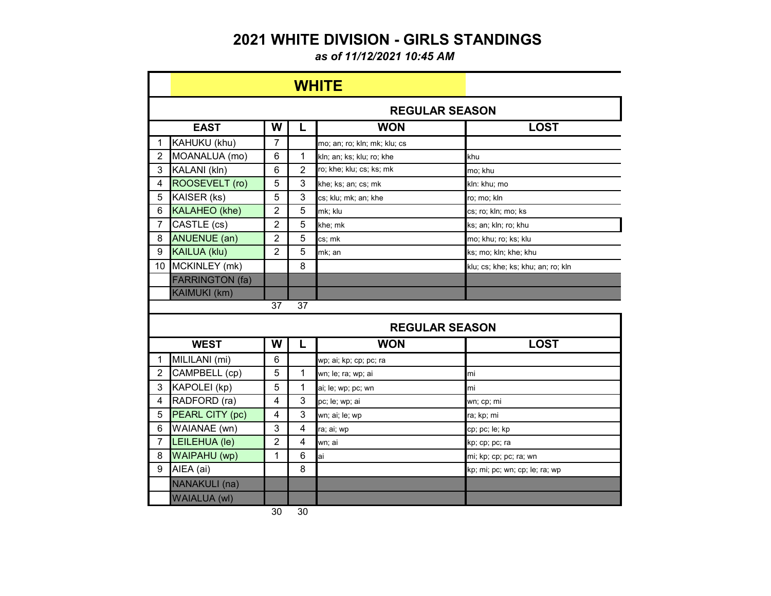# 2021 WHITE DIVISION - GIRLS STANDINGS

***as of 11/12/2021 10:45 AM***

## WHITE

| | EAST | W | L | WON | LOST |
|---|---|---|---|---|---|
| | | | | REGULAR SEASON | |
| 1 | KAHUKU (khu) | 7 | | mo; an; ro; kln; mk; klu; cs | |
| 2 | MOANALUA (mo) | 6 | 1 | kln; an; ks; klu; ro; khe | khu |
| 3 | KALANI (kln) | 6 | 2 | ro; khe; klu; cs; ks; mk | mo; khu |
| 4 | ROOSEVELT (ro) | 5 | 3 | khe; ks; an; cs; mk | kln: khu; mo |
| 5 | KAISER (ks) | 5 | 3 | cs; klu; mk; an; khe | ro; mo; kln |
| 6 | KALAHEO (khe) | 2 | 5 | mk; klu | cs; ro; kln; mo; ks |
| 7 | CASTLE (cs) | 2 | 5 | khe; mk | ks; an; kln; ro; khu |
| 8 | ANUENUE (an) | 2 | 5 | cs; mk | mo; khu; ro; ks; klu |
| 9 | KAILUA (klu) | 2 | 5 | mk; an | ks; mo; kln; khe; khu |
| 10 | MCKINLEY (mk) | | 8 | | klu; cs; khe; ks; khu; an; ro; kln |
| | FARRINGTON (fa) | | | | |
| | KAIMUKI (km) | | | | |
| | | 37 | 37 | | |

| | WEST | W | L | WON | LOST |
|---|---|---|---|---|---|
| | | | | REGULAR SEASON | |
| 1 | MILILANI (mi) | 6 | | wp; ai; kp; cp; pc; ra | |
| 2 | CAMPBELL (cp) | 5 | 1 | wn; le; ra; wp; ai | mi |
| 3 | KAPOLEI (kp) | 5 | 1 | ai; le; wp; pc; wn | mi |
| 4 | RADFORD (ra) | 4 | 3 | pc; le; wp; ai | wn; cp; mi |
| 5 | PEARL CITY (pc) | 4 | 3 | wn; ai; le; wp | ra; kp; mi |
| 6 | WAIANAE (wn) | 3 | 4 | ra; ai; wp | cp; pc; le; kp |
| 7 | LEILEHUA (le) | 2 | 4 | wn; ai | kp; cp; pc; ra |
| 8 | WAIPAHU (wp) | 1 | 6 | ai | mi; kp; cp; pc; ra; wn |
| 9 | AIEA (ai) | | 8 | | kp; mi; pc; wn; cp; le; ra; wp |
| | NANAKULI (na) | | | | |
| | WAIALUA (wl) | | | | |
| | | 30 | 30 | | |